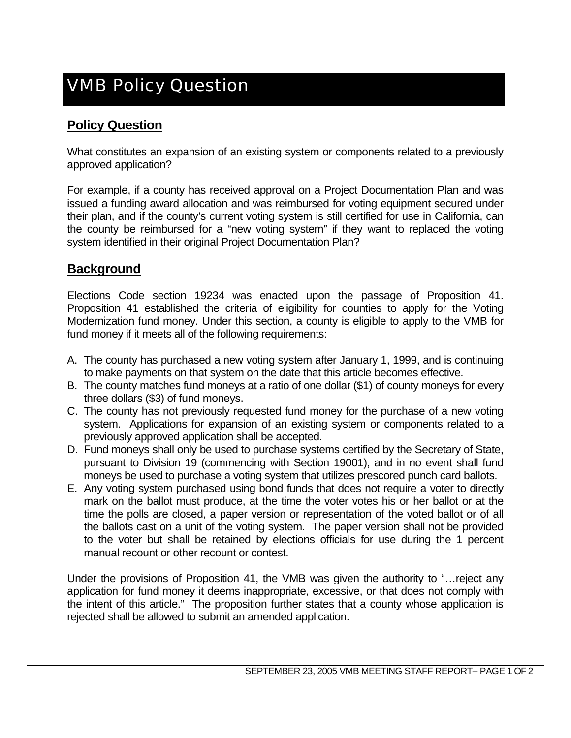# VMB Policy Question

## Policy Question

What constitutes an expansion of an existing system or components related to a previously approved application?

For example, if a county has received approval on a Project Documentation Plan and was issued a funding award allocation and was reimbursed for voting equipment secured under their plan, and if the county's current voting system is still certified for use in California, can the county be reimbursed for a "new voting system" if they want to replaced the voting system identified in their original Project Documentation Plan?

## Background

Elections Code section 19234 was enacted upon the passage of Proposition 41. Proposition 41 established the criteria of eligibility for counties to apply for the Voting Modernization fund money. Under this section, a county is eligible to apply to the VMB for fund money if it meets all of the following requirements:

A. The county has purchased a new voting system after January 1, 1999, and is continuing to make payments on that system on the date that this article becomes effective.
B. The county matches fund moneys at a ratio of one dollar ($1) of county moneys for every three dollars ($3) of fund moneys.
C. The county has not previously requested fund money for the purchase of a new voting system. Applications for expansion of an existing system or components related to a previously approved application shall be accepted.
D. Fund moneys shall only be used to purchase systems certified by the Secretary of State, pursuant to Division 19 (commencing with Section 19001), and in no event shall fund moneys be used to purchase a voting system that utilizes prescored punch card ballots.
E. Any voting system purchased using bond funds that does not require a voter to directly mark on the ballot must produce, at the time the voter votes his or her ballot or at the time the polls are closed, a paper version or representation of the voted ballot or of all the ballots cast on a unit of the voting system. The paper version shall not be provided to the voter but shall be retained by elections officials for use during the 1 percent manual recount or other recount or contest.

Under the provisions of Proposition 41, the VMB was given the authority to "…reject any application for fund money it deems inappropriate, excessive, or that does not comply with the intent of this article." The proposition further states that a county whose application is rejected shall be allowed to submit an amended application.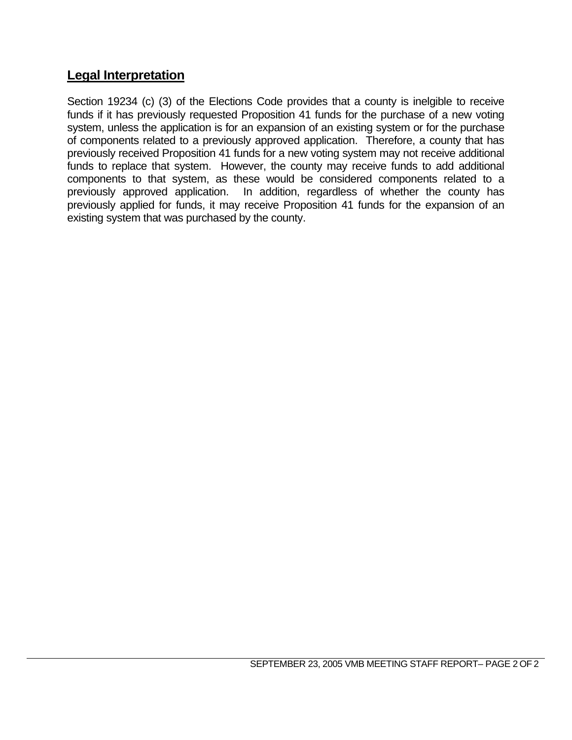## Legal Interpretation

Section 19234 (c) (3) of the Elections Code provides that a county is inelgible to receive funds if it has previously requested Proposition 41 funds for the purchase of a new voting system, unless the application is for an expansion of an existing system or for the purchase of components related to a previously approved application. Therefore, a county that has previously received Proposition 41 funds for a new voting system may not receive additional funds to replace that system. However, the county may receive funds to add additional components to that system, as these would be considered components related to a previously approved application. In addition, regardless of whether the county has previously applied for funds, it may receive Proposition 41 funds for the expansion of an existing system that was purchased by the county.